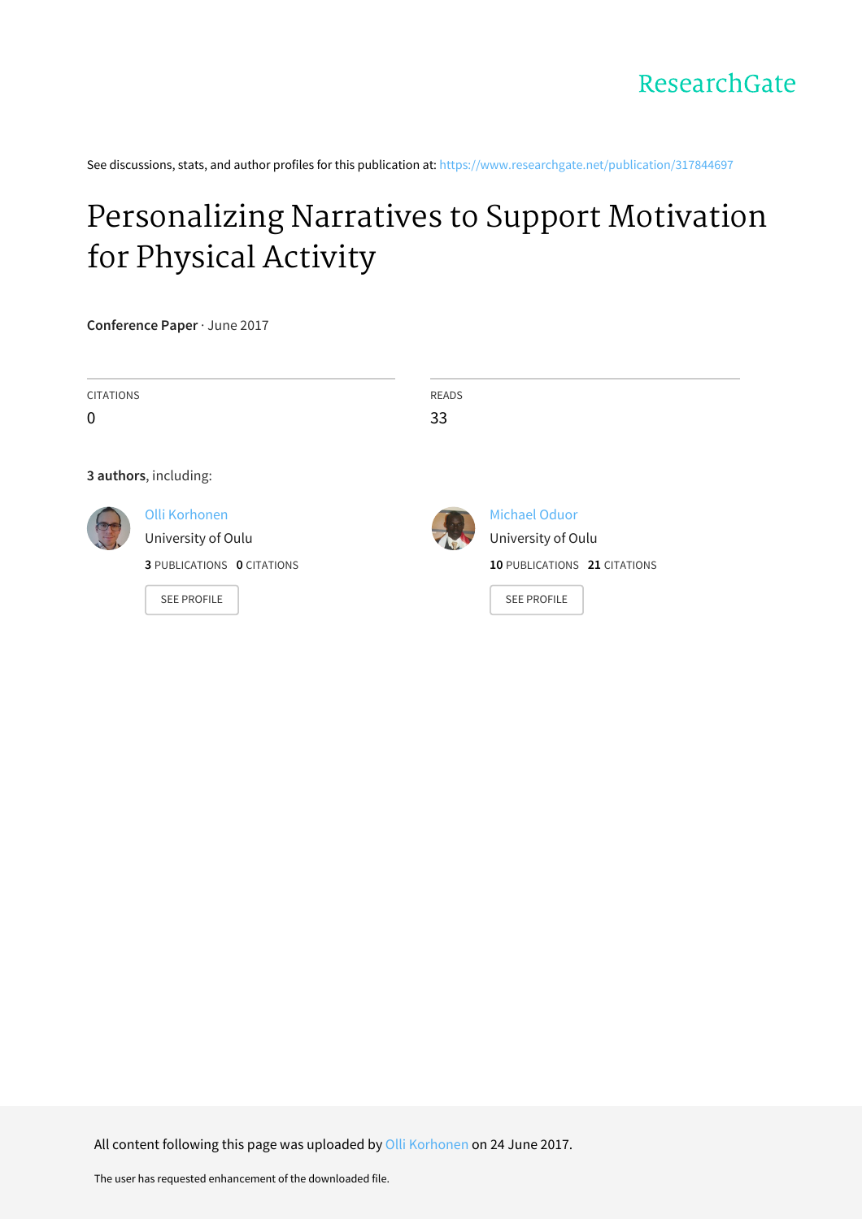ResearchGate

See discussions, stats, and author profiles for this publication at: https://www.researchgate.net/publication/317844697

# Personalizing Narratives to Support Motivation for Physical Activity

**Conference Paper** · June 2017

CITATIONS
0

READS
33

**3 authors**, including:

Olli Korhonen
University of Oulu
**3** PUBLICATIONS **0** CITATIONS

SEE PROFILE

Michael Oduor
University of Oulu
**10** PUBLICATIONS **21** CITATIONS

SEE PROFILE

All content following this page was uploaded by Olli Korhonen on 24 June 2017.

The user has requested enhancement of the downloaded file.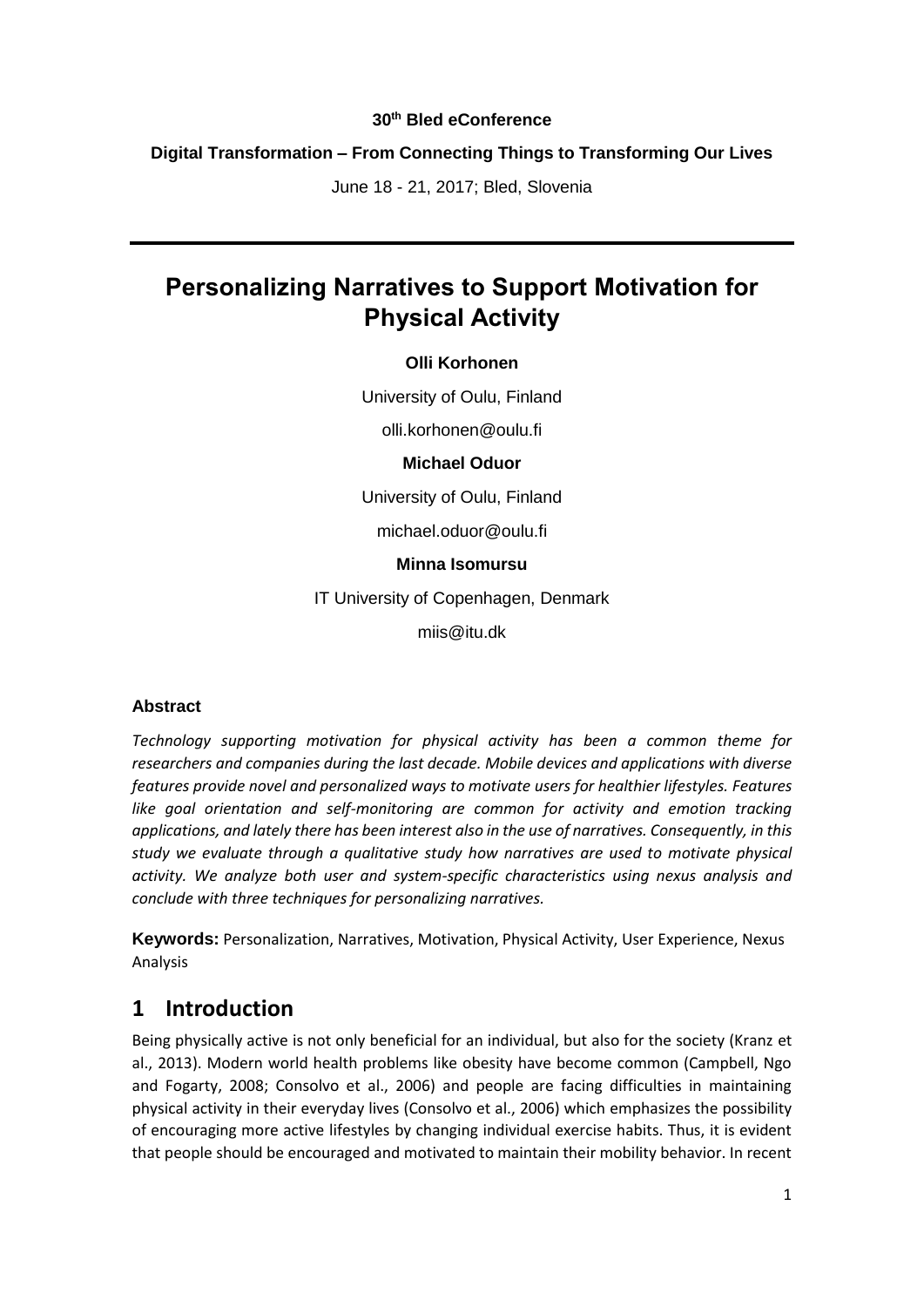**30th Bled eConference**

**Digital Transformation – From Connecting Things to Transforming Our Lives**

June 18 - 21, 2017; Bled, Slovenia

# Personalizing Narratives to Support Motivation for Physical Activity

**Olli Korhonen**

University of Oulu, Finland

olli.korhonen@oulu.fi

**Michael Oduor**

University of Oulu, Finland

michael.oduor@oulu.fi

**Minna Isomursu**

IT University of Copenhagen, Denmark

miis@itu.dk

### Abstract

*Technology supporting motivation for physical activity has been a common theme for researchers and companies during the last decade. Mobile devices and applications with diverse features provide novel and personalized ways to motivate users for healthier lifestyles. Features like goal orientation and self-monitoring are common for activity and emotion tracking applications, and lately there has been interest also in the use of narratives. Consequently, in this study we evaluate through a qualitative study how narratives are used to motivate physical activity. We analyze both user and system-specific characteristics using nexus analysis and conclude with three techniques for personalizing narratives.*

**Keywords:** Personalization, Narratives, Motivation, Physical Activity, User Experience, Nexus Analysis

## 1 Introduction

Being physically active is not only beneficial for an individual, but also for the society (Kranz et al., 2013). Modern world health problems like obesity have become common (Campbell, Ngo and Fogarty, 2008; Consolvo et al., 2006) and people are facing difficulties in maintaining physical activity in their everyday lives (Consolvo et al., 2006) which emphasizes the possibility of encouraging more active lifestyles by changing individual exercise habits. Thus, it is evident that people should be encouraged and motivated to maintain their mobility behavior. In recent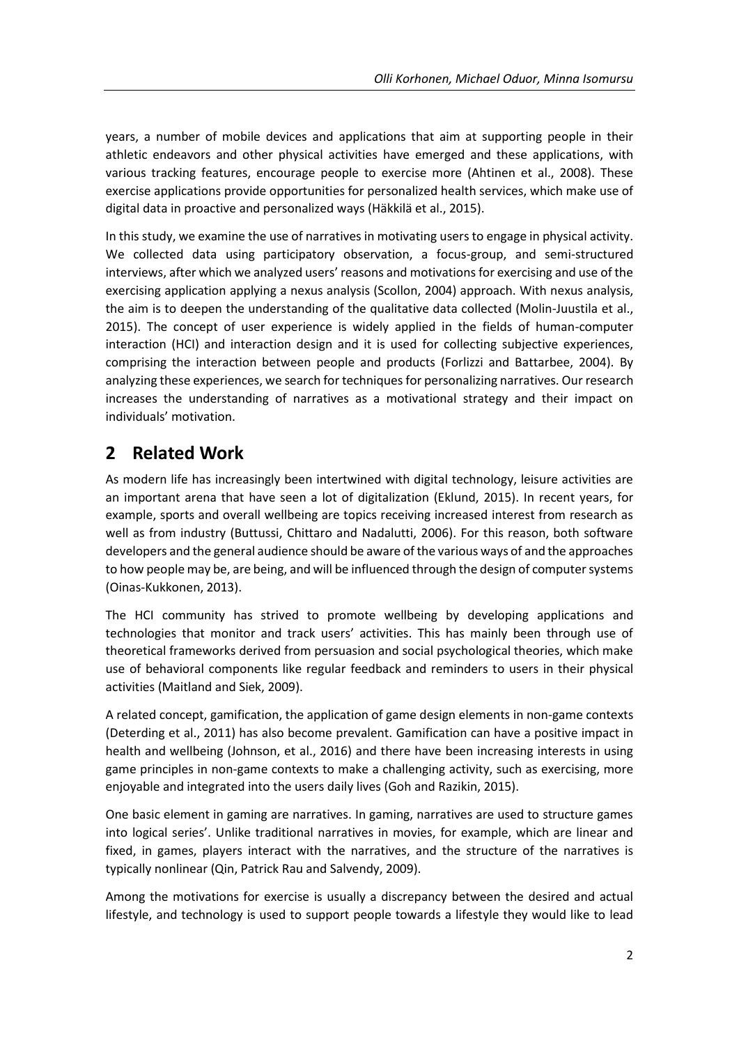years, a number of mobile devices and applications that aim at supporting people in their athletic endeavors and other physical activities have emerged and these applications, with various tracking features, encourage people to exercise more (Ahtinen et al., 2008). These exercise applications provide opportunities for personalized health services, which make use of digital data in proactive and personalized ways (Häkkilä et al., 2015).

In this study, we examine the use of narratives in motivating users to engage in physical activity. We collected data using participatory observation, a focus-group, and semi-structured interviews, after which we analyzed users' reasons and motivations for exercising and use of the exercising application applying a nexus analysis (Scollon, 2004) approach. With nexus analysis, the aim is to deepen the understanding of the qualitative data collected (Molin-Juustila et al., 2015). The concept of user experience is widely applied in the fields of human-computer interaction (HCI) and interaction design and it is used for collecting subjective experiences, comprising the interaction between people and products (Forlizzi and Battarbee, 2004). By analyzing these experiences, we search for techniques for personalizing narratives. Our research increases the understanding of narratives as a motivational strategy and their impact on individuals' motivation.

## 2 Related Work

As modern life has increasingly been intertwined with digital technology, leisure activities are an important arena that have seen a lot of digitalization (Eklund, 2015). In recent years, for example, sports and overall wellbeing are topics receiving increased interest from research as well as from industry (Buttussi, Chittaro and Nadalutti, 2006). For this reason, both software developers and the general audience should be aware of the various ways of and the approaches to how people may be, are being, and will be influenced through the design of computer systems (Oinas-Kukkonen, 2013).

The HCI community has strived to promote wellbeing by developing applications and technologies that monitor and track users' activities. This has mainly been through use of theoretical frameworks derived from persuasion and social psychological theories, which make use of behavioral components like regular feedback and reminders to users in their physical activities (Maitland and Siek, 2009).

A related concept, gamification, the application of game design elements in non-game contexts (Deterding et al., 2011) has also become prevalent. Gamification can have a positive impact in health and wellbeing (Johnson, et al., 2016) and there have been increasing interests in using game principles in non-game contexts to make a challenging activity, such as exercising, more enjoyable and integrated into the users daily lives (Goh and Razikin, 2015).

One basic element in gaming are narratives. In gaming, narratives are used to structure games into logical series'. Unlike traditional narratives in movies, for example, which are linear and fixed, in games, players interact with the narratives, and the structure of the narratives is typically nonlinear (Qin, Patrick Rau and Salvendy, 2009).

Among the motivations for exercise is usually a discrepancy between the desired and actual lifestyle, and technology is used to support people towards a lifestyle they would like to lead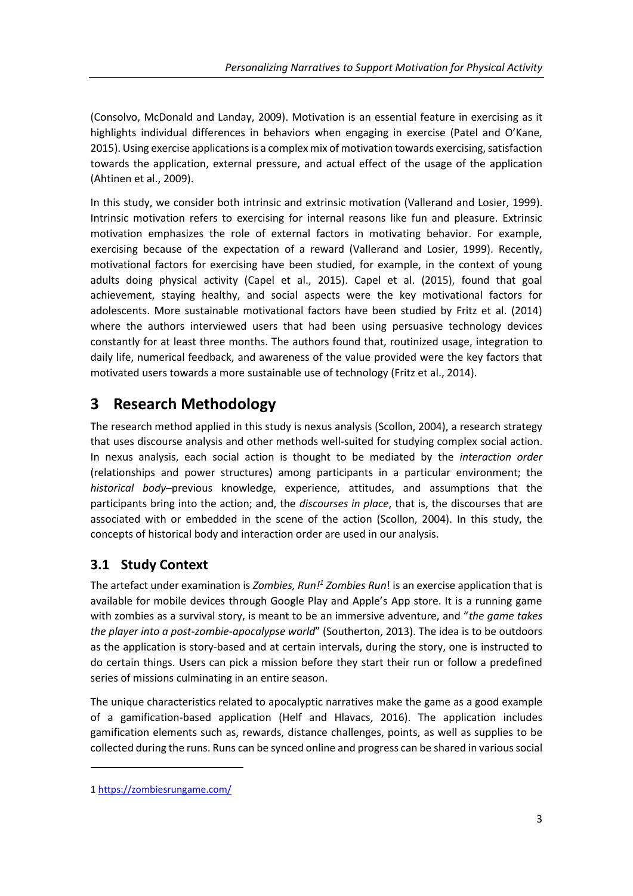(Consolvo, McDonald and Landay, 2009). Motivation is an essential feature in exercising as it highlights individual differences in behaviors when engaging in exercise (Patel and O'Kane, 2015). Using exercise applications is a complex mix of motivation towards exercising, satisfaction towards the application, external pressure, and actual effect of the usage of the application (Ahtinen et al., 2009).

In this study, we consider both intrinsic and extrinsic motivation (Vallerand and Losier, 1999). Intrinsic motivation refers to exercising for internal reasons like fun and pleasure. Extrinsic motivation emphasizes the role of external factors in motivating behavior. For example, exercising because of the expectation of a reward (Vallerand and Losier, 1999). Recently, motivational factors for exercising have been studied, for example, in the context of young adults doing physical activity (Capel et al., 2015). Capel et al. (2015), found that goal achievement, staying healthy, and social aspects were the key motivational factors for adolescents. More sustainable motivational factors have been studied by Fritz et al. (2014) where the authors interviewed users that had been using persuasive technology devices constantly for at least three months. The authors found that, routinized usage, integration to daily life, numerical feedback, and awareness of the value provided were the key factors that motivated users towards a more sustainable use of technology (Fritz et al., 2014).

# 3 Research Methodology

The research method applied in this study is nexus analysis (Scollon, 2004), a research strategy that uses discourse analysis and other methods well-suited for studying complex social action. In nexus analysis, each social action is thought to be mediated by the *interaction order* (relationships and power structures) among participants in a particular environment; the *historical body*–previous knowledge, experience, attitudes, and assumptions that the participants bring into the action; and, the *discourses in place*, that is, the discourses that are associated with or embedded in the scene of the action (Scollon, 2004). In this study, the concepts of historical body and interaction order are used in our analysis.

## 3.1 Study Context

The artefact under examination is *Zombies, Run!*[1] *Zombies Run*! is an exercise application that is available for mobile devices through Google Play and Apple's App store. It is a running game with zombies as a survival story, is meant to be an immersive adventure, and "*the game takes the player into a post-zombie-apocalypse world*" (Southerton, 2013). The idea is to be outdoors as the application is story-based and at certain intervals, during the story, one is instructed to do certain things. Users can pick a mission before they start their run or follow a predefined series of missions culminating in an entire season.

The unique characteristics related to apocalyptic narratives make the game as a good example of a gamification-based application (Helf and Hlavacs, 2016). The application includes gamification elements such as, rewards, distance challenges, points, as well as supplies to be collected during the runs. Runs can be synced online and progress can be shared in various social

[1] https://zombiesrungame.com/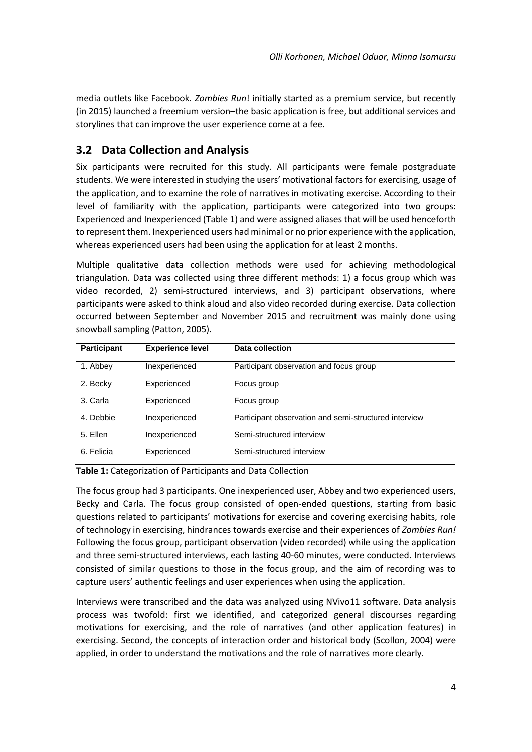media outlets like Facebook. *Zombies Run*! initially started as a premium service, but recently (in 2015) launched a freemium version–the basic application is free, but additional services and storylines that can improve the user experience come at a fee.

## 3.2 Data Collection and Analysis

Six participants were recruited for this study. All participants were female postgraduate students. We were interested in studying the users' motivational factors for exercising, usage of the application, and to examine the role of narratives in motivating exercise. According to their level of familiarity with the application, participants were categorized into two groups: Experienced and Inexperienced (Table 1) and were assigned aliases that will be used henceforth to represent them. Inexperienced users had minimal or no prior experience with the application, whereas experienced users had been using the application for at least 2 months.

Multiple qualitative data collection methods were used for achieving methodological triangulation. Data was collected using three different methods: 1) a focus group which was video recorded, 2) semi-structured interviews, and 3) participant observations, where participants were asked to think aloud and also video recorded during exercise. Data collection occurred between September and November 2015 and recruitment was mainly done using snowball sampling (Patton, 2005).

| Participant | Experience level | Data collection |
|---|---|---|
| 1. Abbey | Inexperienced | Participant observation and focus group |
| 2. Becky | Experienced | Focus group |
| 3. Carla | Experienced | Focus group |
| 4. Debbie | Inexperienced | Participant observation and semi-structured interview |
| 5. Ellen | Inexperienced | Semi-structured interview |
| 6. Felicia | Experienced | Semi-structured interview |

**Table 1:** Categorization of Participants and Data Collection

The focus group had 3 participants. One inexperienced user, Abbey and two experienced users, Becky and Carla. The focus group consisted of open-ended questions, starting from basic questions related to participants' motivations for exercise and covering exercising habits, role of technology in exercising, hindrances towards exercise and their experiences of *Zombies Run!* Following the focus group, participant observation (video recorded) while using the application and three semi-structured interviews, each lasting 40-60 minutes, were conducted. Interviews consisted of similar questions to those in the focus group, and the aim of recording was to capture users' authentic feelings and user experiences when using the application.

Interviews were transcribed and the data was analyzed using NVivo11 software. Data analysis process was twofold: first we identified, and categorized general discourses regarding motivations for exercising, and the role of narratives (and other application features) in exercising. Second, the concepts of interaction order and historical body (Scollon, 2004) were applied, in order to understand the motivations and the role of narratives more clearly.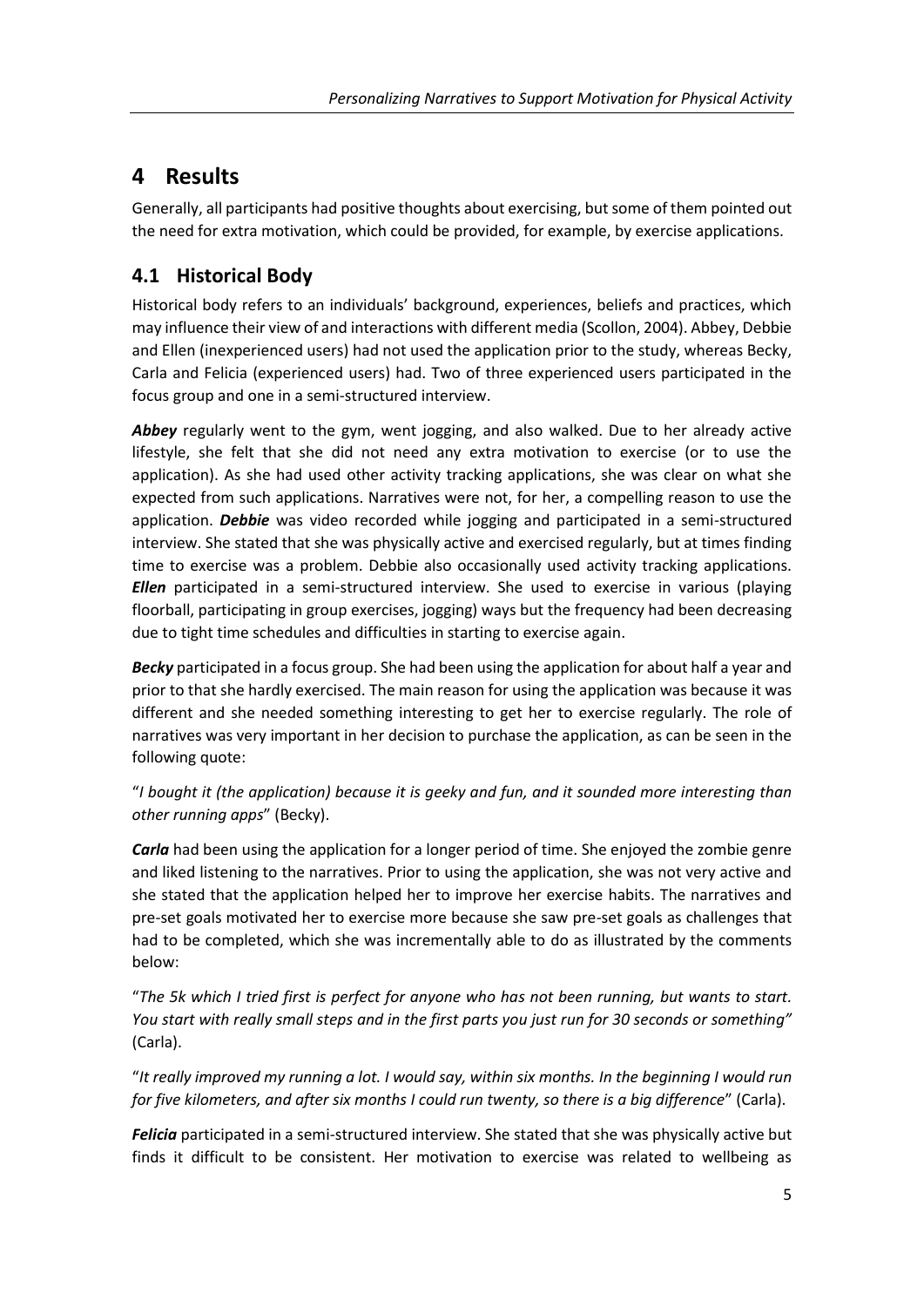# 4 Results

Generally, all participants had positive thoughts about exercising, but some of them pointed out the need for extra motivation, which could be provided, for example, by exercise applications.

## 4.1 Historical Body

Historical body refers to an individuals' background, experiences, beliefs and practices, which may influence their view of and interactions with different media (Scollon, 2004). Abbey, Debbie and Ellen (inexperienced users) had not used the application prior to the study, whereas Becky, Carla and Felicia (experienced users) had. Two of three experienced users participated in the focus group and one in a semi-structured interview.

***Abbey*** regularly went to the gym, went jogging, and also walked. Due to her already active lifestyle, she felt that she did not need any extra motivation to exercise (or to use the application). As she had used other activity tracking applications, she was clear on what she expected from such applications. Narratives were not, for her, a compelling reason to use the application. ***Debbie*** was video recorded while jogging and participated in a semi-structured interview. She stated that she was physically active and exercised regularly, but at times finding time to exercise was a problem. Debbie also occasionally used activity tracking applications. ***Ellen*** participated in a semi-structured interview. She used to exercise in various (playing floorball, participating in group exercises, jogging) ways but the frequency had been decreasing due to tight time schedules and difficulties in starting to exercise again.

***Becky*** participated in a focus group. She had been using the application for about half a year and prior to that she hardly exercised. The main reason for using the application was because it was different and she needed something interesting to get her to exercise regularly. The role of narratives was very important in her decision to purchase the application, as can be seen in the following quote:

"*I bought it (the application) because it is geeky and fun, and it sounded more interesting than other running apps*" (Becky).

***Carla*** had been using the application for a longer period of time. She enjoyed the zombie genre and liked listening to the narratives. Prior to using the application, she was not very active and she stated that the application helped her to improve her exercise habits. The narratives and pre-set goals motivated her to exercise more because she saw pre-set goals as challenges that had to be completed, which she was incrementally able to do as illustrated by the comments below:

"*The 5k which I tried first is perfect for anyone who has not been running, but wants to start. You start with really small steps and in the first parts you just run for 30 seconds or something"* (Carla).

"*It really improved my running a lot. I would say, within six months. In the beginning I would run for five kilometers, and after six months I could run twenty, so there is a big difference*" (Carla).

***Felicia*** participated in a semi-structured interview. She stated that she was physically active but finds it difficult to be consistent. Her motivation to exercise was related to wellbeing as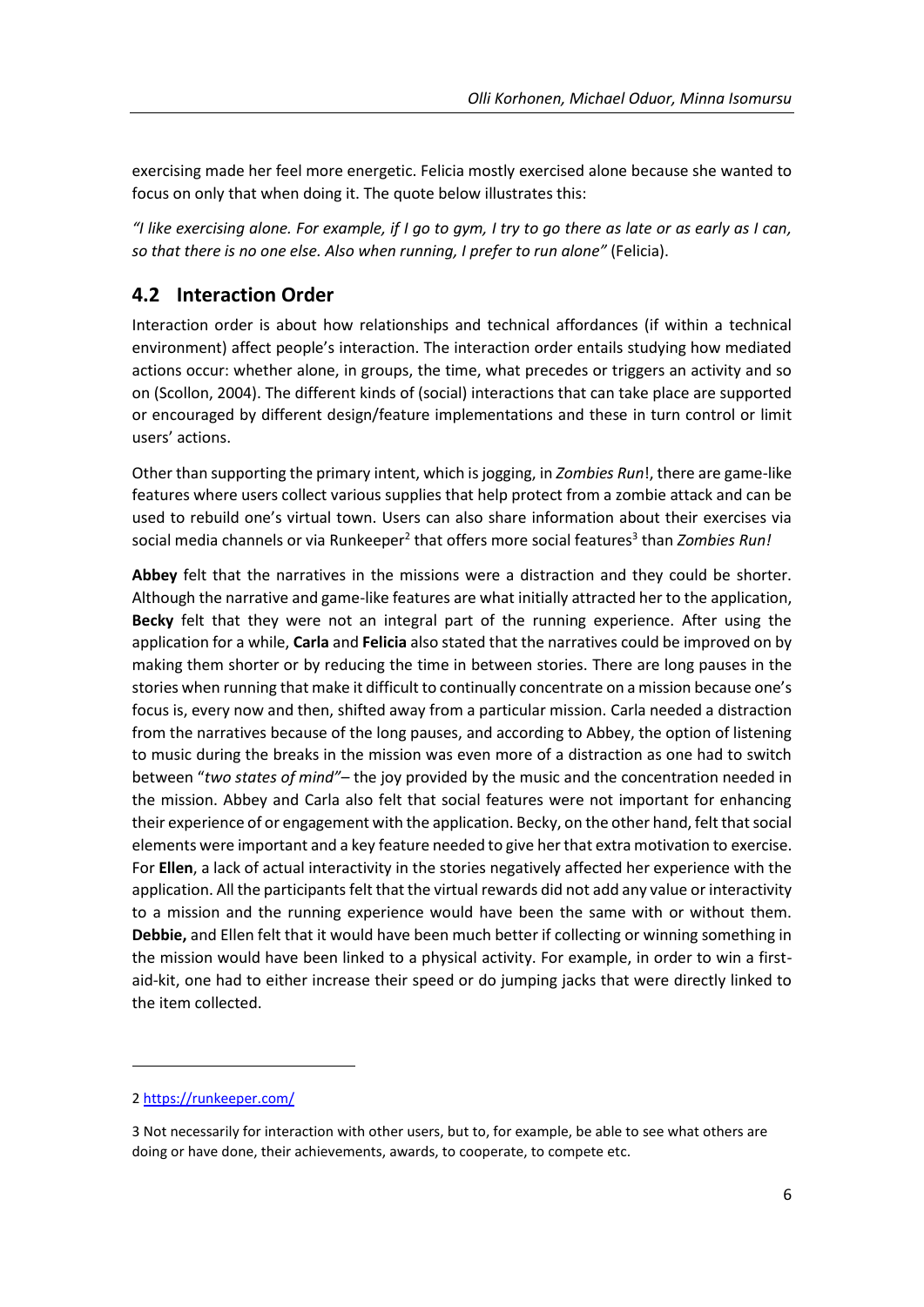exercising made her feel more energetic. Felicia mostly exercised alone because she wanted to focus on only that when doing it. The quote below illustrates this:

*"I like exercising alone. For example, if I go to gym, I try to go there as late or as early as I can, so that there is no one else. Also when running, I prefer to run alone"* (Felicia).

## 4.2 Interaction Order

Interaction order is about how relationships and technical affordances (if within a technical environment) affect people's interaction. The interaction order entails studying how mediated actions occur: whether alone, in groups, the time, what precedes or triggers an activity and so on (Scollon, 2004). The different kinds of (social) interactions that can take place are supported or encouraged by different design/feature implementations and these in turn control or limit users' actions.

Other than supporting the primary intent, which is jogging, in *Zombies Run*!, there are game-like features where users collect various supplies that help protect from a zombie attack and can be used to rebuild one's virtual town. Users can also share information about their exercises via social media channels or via Runkeeper[2] that offers more social features[3] than *Zombies Run!*

**Abbey** felt that the narratives in the missions were a distraction and they could be shorter. Although the narrative and game-like features are what initially attracted her to the application, **Becky** felt that they were not an integral part of the running experience. After using the application for a while, **Carla** and **Felicia** also stated that the narratives could be improved on by making them shorter or by reducing the time in between stories. There are long pauses in the stories when running that make it difficult to continually concentrate on a mission because one's focus is, every now and then, shifted away from a particular mission. Carla needed a distraction from the narratives because of the long pauses, and according to Abbey, the option of listening to music during the breaks in the mission was even more of a distraction as one had to switch between "*two states of mind*"– the joy provided by the music and the concentration needed in the mission. Abbey and Carla also felt that social features were not important for enhancing their experience of or engagement with the application. Becky, on the other hand, felt that social elements were important and a key feature needed to give her that extra motivation to exercise. For **Ellen**, a lack of actual interactivity in the stories negatively affected her experience with the application. All the participants felt that the virtual rewards did not add any value or interactivity to a mission and the running experience would have been the same with or without them. **Debbie,** and Ellen felt that it would have been much better if collecting or winning something in the mission would have been linked to a physical activity. For example, in order to win a first-aid-kit, one had to either increase their speed or do jumping jacks that were directly linked to the item collected.

---

2 https://runkeeper.com/

3 Not necessarily for interaction with other users, but to, for example, be able to see what others are doing or have done, their achievements, awards, to cooperate, to compete etc.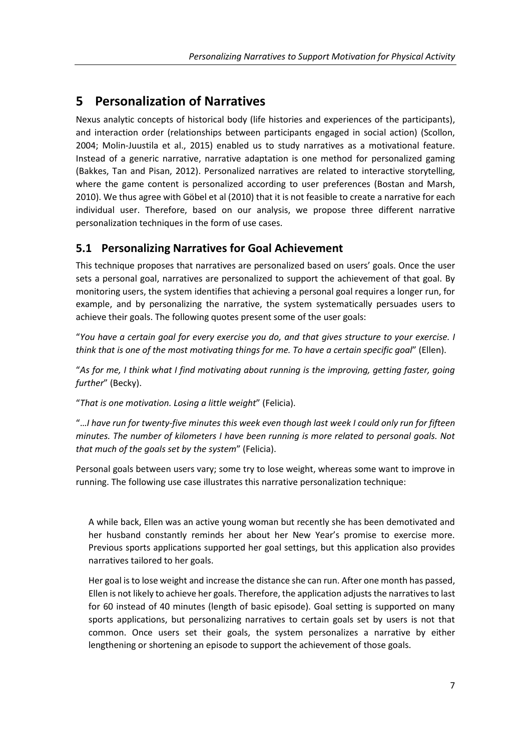# 5 Personalization of Narratives

Nexus analytic concepts of historical body (life histories and experiences of the participants), and interaction order (relationships between participants engaged in social action) (Scollon, 2004; Molin-Juustila et al., 2015) enabled us to study narratives as a motivational feature. Instead of a generic narrative, narrative adaptation is one method for personalized gaming (Bakkes, Tan and Pisan, 2012). Personalized narratives are related to interactive storytelling, where the game content is personalized according to user preferences (Bostan and Marsh, 2010). We thus agree with Göbel et al (2010) that it is not feasible to create a narrative for each individual user. Therefore, based on our analysis, we propose three different narrative personalization techniques in the form of use cases.

## 5.1 Personalizing Narratives for Goal Achievement

This technique proposes that narratives are personalized based on users' goals. Once the user sets a personal goal, narratives are personalized to support the achievement of that goal. By monitoring users, the system identifies that achieving a personal goal requires a longer run, for example, and by personalizing the narrative, the system systematically persuades users to achieve their goals. The following quotes present some of the user goals:

"*You have a certain goal for every exercise you do, and that gives structure to your exercise. I think that is one of the most motivating things for me. To have a certain specific goal*" (Ellen).

"*As for me, I think what I find motivating about running is the improving, getting faster, going further*" (Becky).

"*That is one motivation. Losing a little weight*" (Felicia).

"*…I have run for twenty-five minutes this week even though last week I could only run for fifteen minutes. The number of kilometers I have been running is more related to personal goals. Not that much of the goals set by the system*" (Felicia).

Personal goals between users vary; some try to lose weight, whereas some want to improve in running. The following use case illustrates this narrative personalization technique:

> A while back, Ellen was an active young woman but recently she has been demotivated and her husband constantly reminds her about her New Year's promise to exercise more. Previous sports applications supported her goal settings, but this application also provides narratives tailored to her goals.
>
> Her goal is to lose weight and increase the distance she can run. After one month has passed, Ellen is not likely to achieve her goals. Therefore, the application adjusts the narratives to last for 60 instead of 40 minutes (length of basic episode). Goal setting is supported on many sports applications, but personalizing narratives to certain goals set by users is not that common. Once users set their goals, the system personalizes a narrative by either lengthening or shortening an episode to support the achievement of those goals.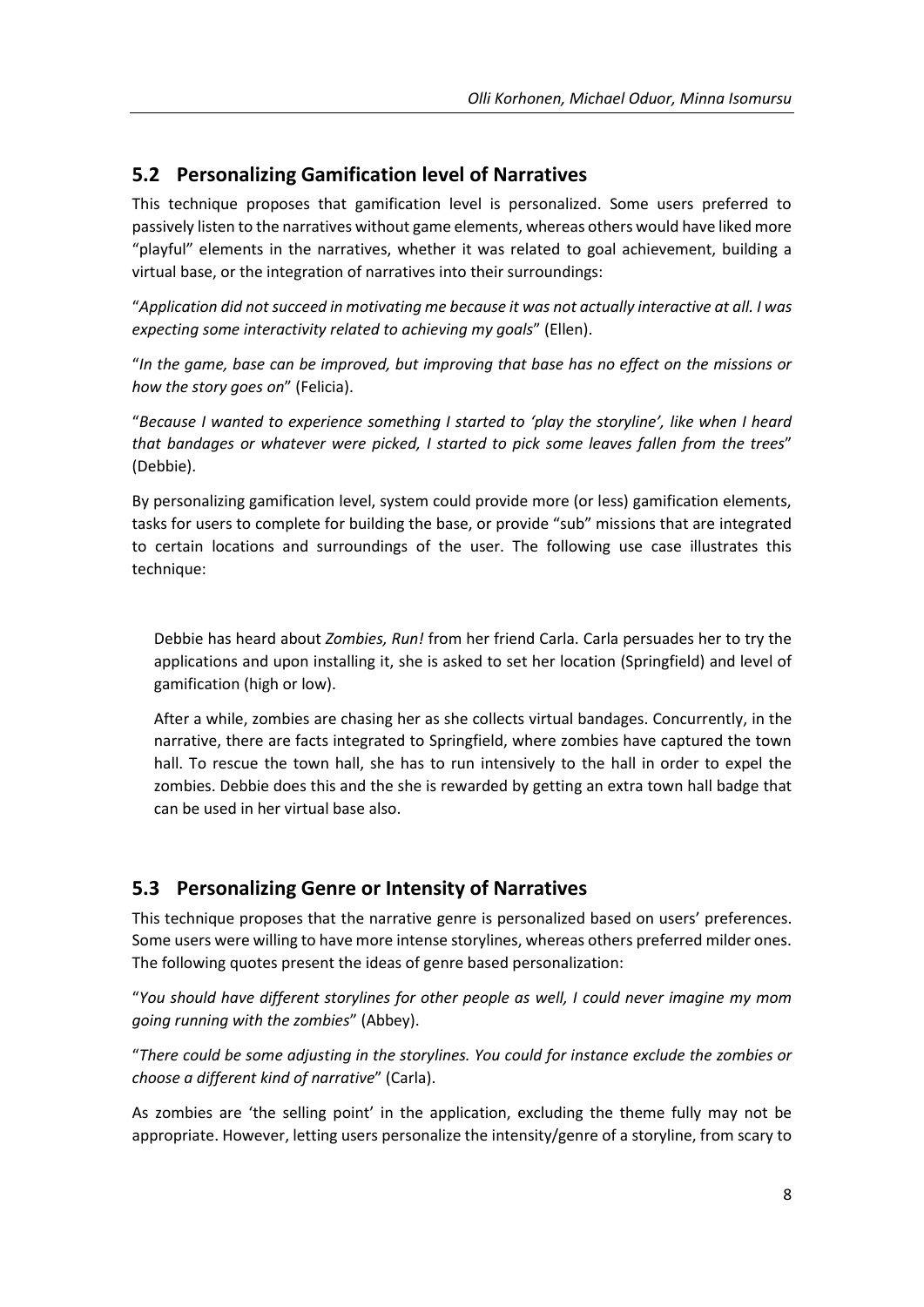## 5.2 Personalizing Gamification level of Narratives

This technique proposes that gamification level is personalized. Some users preferred to passively listen to the narratives without game elements, whereas others would have liked more "playful" elements in the narratives, whether it was related to goal achievement, building a virtual base, or the integration of narratives into their surroundings:

"*Application did not succeed in motivating me because it was not actually interactive at all. I was expecting some interactivity related to achieving my goals*" (Ellen).

"*In the game, base can be improved, but improving that base has no effect on the missions or how the story goes on*" (Felicia).

"*Because I wanted to experience something I started to 'play the storyline', like when I heard that bandages or whatever were picked, I started to pick some leaves fallen from the trees*" (Debbie).

By personalizing gamification level, system could provide more (or less) gamification elements, tasks for users to complete for building the base, or provide "sub" missions that are integrated to certain locations and surroundings of the user. The following use case illustrates this technique:

> Debbie has heard about *Zombies, Run!* from her friend Carla. Carla persuades her to try the applications and upon installing it, she is asked to set her location (Springfield) and level of gamification (high or low).
>
> After a while, zombies are chasing her as she collects virtual bandages. Concurrently, in the narrative, there are facts integrated to Springfield, where zombies have captured the town hall. To rescue the town hall, she has to run intensively to the hall in order to expel the zombies. Debbie does this and the she is rewarded by getting an extra town hall badge that can be used in her virtual base also.

## 5.3 Personalizing Genre or Intensity of Narratives

This technique proposes that the narrative genre is personalized based on users' preferences. Some users were willing to have more intense storylines, whereas others preferred milder ones. The following quotes present the ideas of genre based personalization:

"*You should have different storylines for other people as well, I could never imagine my mom going running with the zombies*" (Abbey).

"*There could be some adjusting in the storylines. You could for instance exclude the zombies or choose a different kind of narrative*" (Carla).

As zombies are 'the selling point' in the application, excluding the theme fully may not be appropriate. However, letting users personalize the intensity/genre of a storyline, from scary to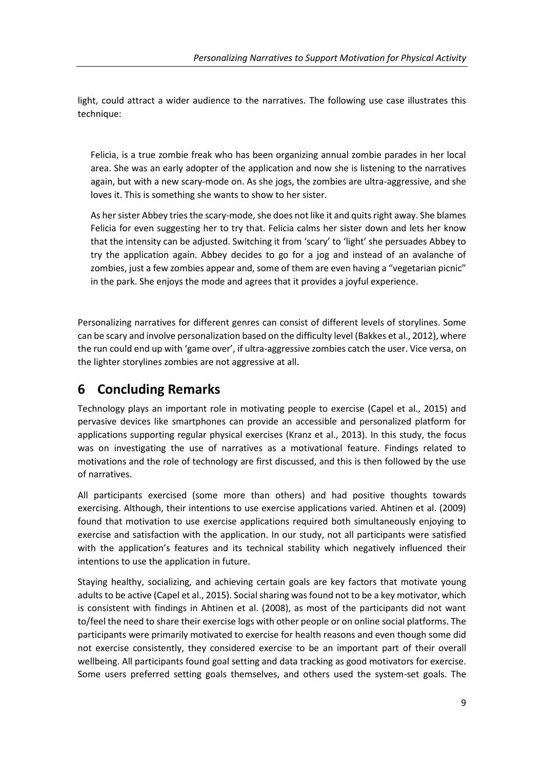light, could attract a wider audience to the narratives. The following use case illustrates this technique:

> Felicia, is a true zombie freak who has been organizing annual zombie parades in her local area. She was an early adopter of the application and now she is listening to the narratives again, but with a new scary-mode on. As she jogs, the zombies are ultra-aggressive, and she loves it. This is something she wants to show to her sister.
>
> As her sister Abbey tries the scary-mode, she does not like it and quits right away. She blames Felicia for even suggesting her to try that. Felicia calms her sister down and lets her know that the intensity can be adjusted. Switching it from 'scary' to 'light' she persuades Abbey to try the application again. Abbey decides to go for a jog and instead of an avalanche of zombies, just a few zombies appear and, some of them are even having a "vegetarian picnic" in the park. She enjoys the mode and agrees that it provides a joyful experience.

Personalizing narratives for different genres can consist of different levels of storylines. Some can be scary and involve personalization based on the difficulty level (Bakkes et al., 2012), where the run could end up with 'game over', if ultra-aggressive zombies catch the user. Vice versa, on the lighter storylines zombies are not aggressive at all.

# 6 Concluding Remarks

Technology plays an important role in motivating people to exercise (Capel et al., 2015) and pervasive devices like smartphones can provide an accessible and personalized platform for applications supporting regular physical exercises (Kranz et al., 2013). In this study, the focus was on investigating the use of narratives as a motivational feature. Findings related to motivations and the role of technology are first discussed, and this is then followed by the use of narratives.

All participants exercised (some more than others) and had positive thoughts towards exercising. Although, their intentions to use exercise applications varied. Ahtinen et al. (2009) found that motivation to use exercise applications required both simultaneously enjoying to exercise and satisfaction with the application. In our study, not all participants were satisfied with the application's features and its technical stability which negatively influenced their intentions to use the application in future.

Staying healthy, socializing, and achieving certain goals are key factors that motivate young adults to be active (Capel et al., 2015). Social sharing was found not to be a key motivator, which is consistent with findings in Ahtinen et al. (2008), as most of the participants did not want to/feel the need to share their exercise logs with other people or on online social platforms. The participants were primarily motivated to exercise for health reasons and even though some did not exercise consistently, they considered exercise to be an important part of their overall wellbeing. All participants found goal setting and data tracking as good motivators for exercise. Some users preferred setting goals themselves, and others used the system-set goals. The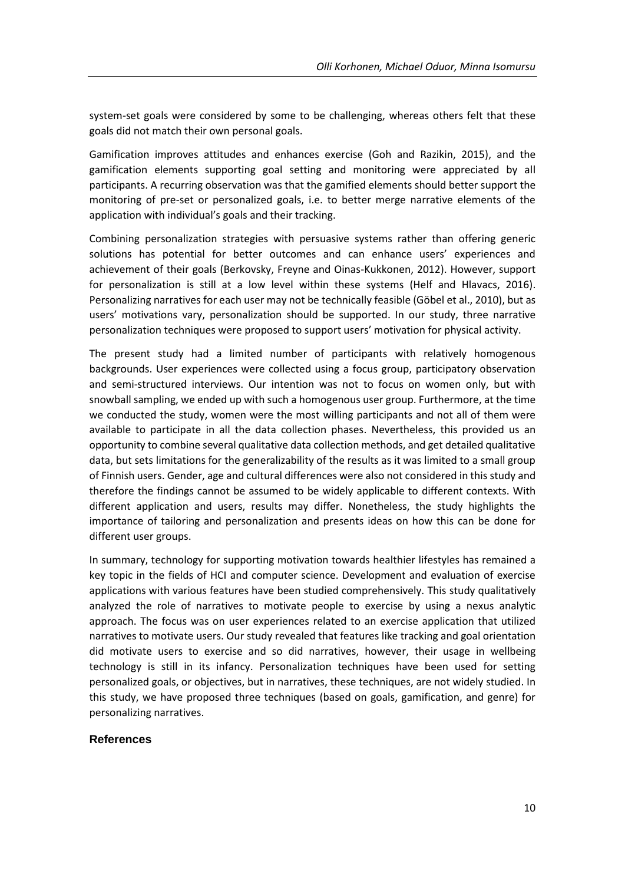system-set goals were considered by some to be challenging, whereas others felt that these goals did not match their own personal goals.

Gamification improves attitudes and enhances exercise (Goh and Razikin, 2015), and the gamification elements supporting goal setting and monitoring were appreciated by all participants. A recurring observation was that the gamified elements should better support the monitoring of pre-set or personalized goals, i.e. to better merge narrative elements of the application with individual's goals and their tracking.

Combining personalization strategies with persuasive systems rather than offering generic solutions has potential for better outcomes and can enhance users' experiences and achievement of their goals (Berkovsky, Freyne and Oinas-Kukkonen, 2012). However, support for personalization is still at a low level within these systems (Helf and Hlavacs, 2016). Personalizing narratives for each user may not be technically feasible (Göbel et al., 2010), but as users' motivations vary, personalization should be supported. In our study, three narrative personalization techniques were proposed to support users' motivation for physical activity.

The present study had a limited number of participants with relatively homogenous backgrounds. User experiences were collected using a focus group, participatory observation and semi-structured interviews. Our intention was not to focus on women only, but with snowball sampling, we ended up with such a homogenous user group. Furthermore, at the time we conducted the study, women were the most willing participants and not all of them were available to participate in all the data collection phases. Nevertheless, this provided us an opportunity to combine several qualitative data collection methods, and get detailed qualitative data, but sets limitations for the generalizability of the results as it was limited to a small group of Finnish users. Gender, age and cultural differences were also not considered in this study and therefore the findings cannot be assumed to be widely applicable to different contexts. With different application and users, results may differ. Nonetheless, the study highlights the importance of tailoring and personalization and presents ideas on how this can be done for different user groups.

In summary, technology for supporting motivation towards healthier lifestyles has remained a key topic in the fields of HCI and computer science. Development and evaluation of exercise applications with various features have been studied comprehensively. This study qualitatively analyzed the role of narratives to motivate people to exercise by using a nexus analytic approach. The focus was on user experiences related to an exercise application that utilized narratives to motivate users. Our study revealed that features like tracking and goal orientation did motivate users to exercise and so did narratives, however, their usage in wellbeing technology is still in its infancy. Personalization techniques have been used for setting personalized goals, or objectives, but in narratives, these techniques, are not widely studied. In this study, we have proposed three techniques (based on goals, gamification, and genre) for personalizing narratives.

## References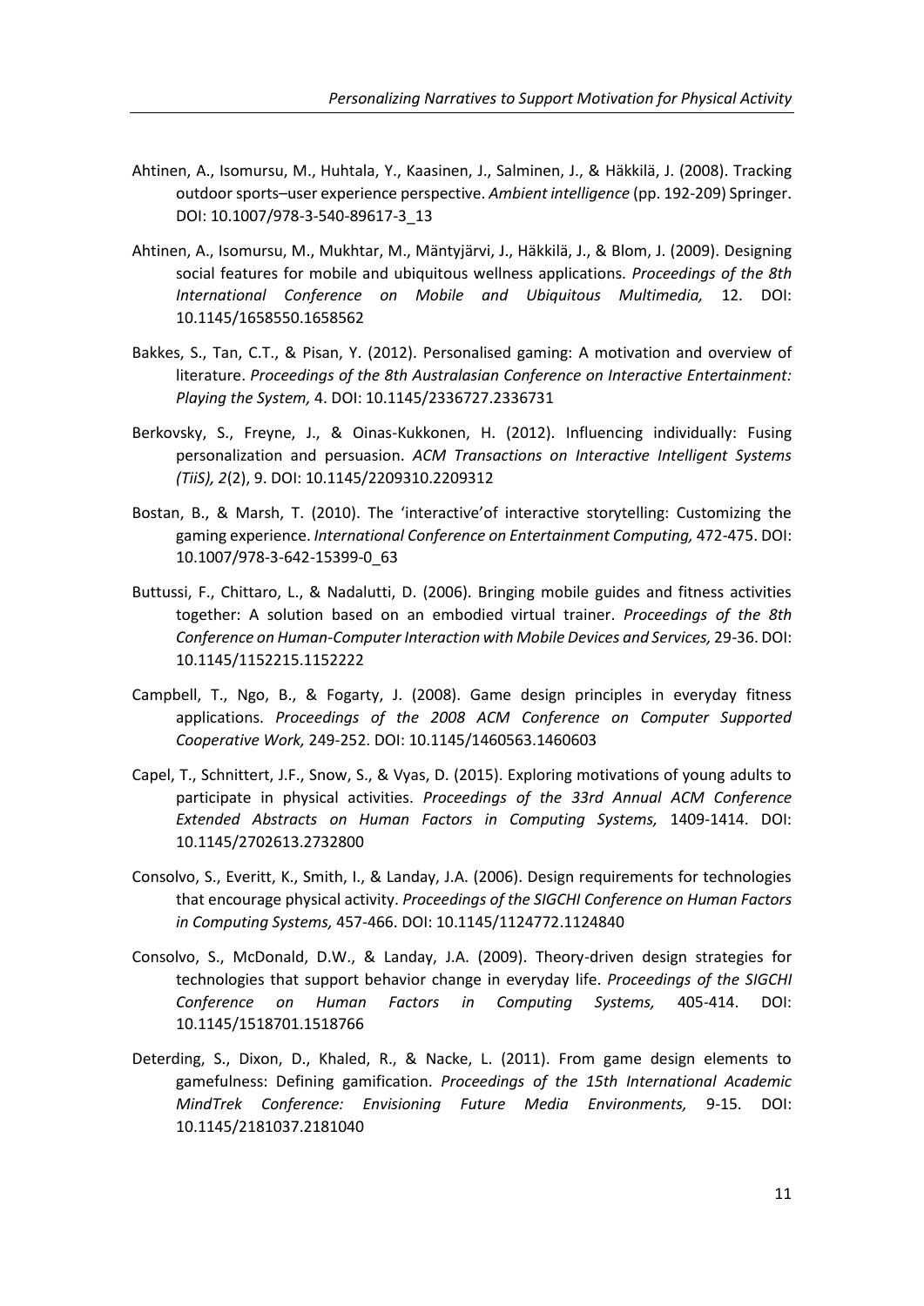Ahtinen, A., Isomursu, M., Huhtala, Y., Kaasinen, J., Salminen, J., & Häkkilä, J. (2008). Tracking outdoor sports–user experience perspective. *Ambient intelligence* (pp. 192-209) Springer. DOI: 10.1007/978-3-540-89617-3_13

Ahtinen, A., Isomursu, M., Mukhtar, M., Mäntyjärvi, J., Häkkilä, J., & Blom, J. (2009). Designing social features for mobile and ubiquitous wellness applications. *Proceedings of the 8th International Conference on Mobile and Ubiquitous Multimedia,* 12. DOI: 10.1145/1658550.1658562

Bakkes, S., Tan, C.T., & Pisan, Y. (2012). Personalised gaming: A motivation and overview of literature. *Proceedings of the 8th Australasian Conference on Interactive Entertainment: Playing the System,* 4. DOI: 10.1145/2336727.2336731

Berkovsky, S., Freyne, J., & Oinas-Kukkonen, H. (2012). Influencing individually: Fusing personalization and persuasion. *ACM Transactions on Interactive Intelligent Systems (TiiS), 2*(2), 9. DOI: 10.1145/2209310.2209312

Bostan, B., & Marsh, T. (2010). The 'interactive'of interactive storytelling: Customizing the gaming experience. *International Conference on Entertainment Computing,* 472-475. DOI: 10.1007/978-3-642-15399-0_63

Buttussi, F., Chittaro, L., & Nadalutti, D. (2006). Bringing mobile guides and fitness activities together: A solution based on an embodied virtual trainer. *Proceedings of the 8th Conference on Human-Computer Interaction with Mobile Devices and Services,* 29-36. DOI: 10.1145/1152215.1152222

Campbell, T., Ngo, B., & Fogarty, J. (2008). Game design principles in everyday fitness applications. *Proceedings of the 2008 ACM Conference on Computer Supported Cooperative Work,* 249-252. DOI: 10.1145/1460563.1460603

Capel, T., Schnittert, J.F., Snow, S., & Vyas, D. (2015). Exploring motivations of young adults to participate in physical activities. *Proceedings of the 33rd Annual ACM Conference Extended Abstracts on Human Factors in Computing Systems,* 1409-1414. DOI: 10.1145/2702613.2732800

Consolvo, S., Everitt, K., Smith, I., & Landay, J.A. (2006). Design requirements for technologies that encourage physical activity. *Proceedings of the SIGCHI Conference on Human Factors in Computing Systems,* 457-466. DOI: 10.1145/1124772.1124840

Consolvo, S., McDonald, D.W., & Landay, J.A. (2009). Theory-driven design strategies for technologies that support behavior change in everyday life. *Proceedings of the SIGCHI Conference on Human Factors in Computing Systems,* 405-414. DOI: 10.1145/1518701.1518766

Deterding, S., Dixon, D., Khaled, R., & Nacke, L. (2011). From game design elements to gamefulness: Defining gamification. *Proceedings of the 15th International Academic MindTrek Conference: Envisioning Future Media Environments,* 9-15. DOI: 10.1145/2181037.2181040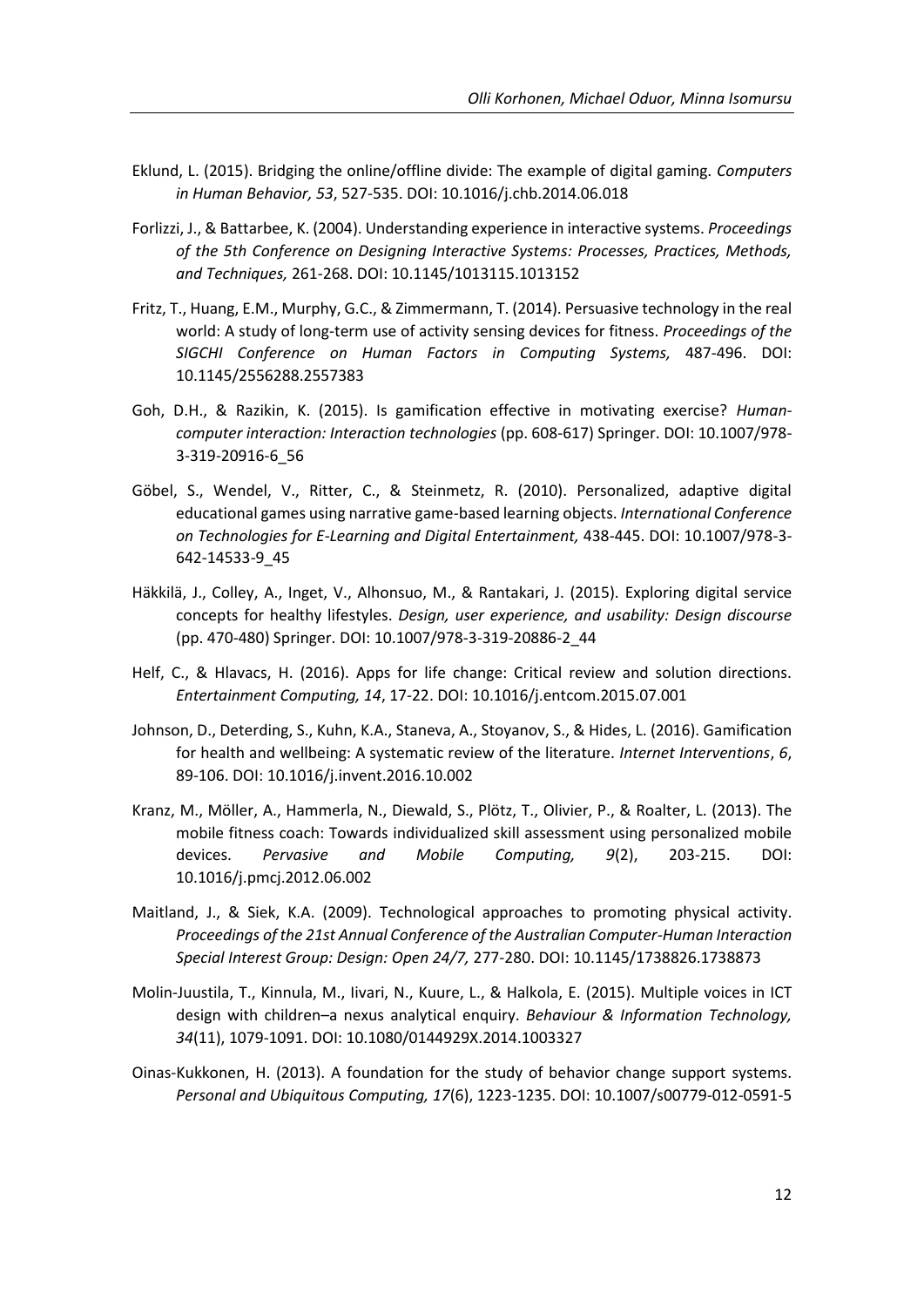Eklund, L. (2015). Bridging the online/offline divide: The example of digital gaming. *Computers in Human Behavior, 53*, 527-535. DOI: 10.1016/j.chb.2014.06.018

Forlizzi, J., & Battarbee, K. (2004). Understanding experience in interactive systems. *Proceedings of the 5th Conference on Designing Interactive Systems: Processes, Practices, Methods, and Techniques,* 261-268. DOI: 10.1145/1013115.1013152

Fritz, T., Huang, E.M., Murphy, G.C., & Zimmermann, T. (2014). Persuasive technology in the real world: A study of long-term use of activity sensing devices for fitness. *Proceedings of the SIGCHI Conference on Human Factors in Computing Systems,* 487-496. DOI: 10.1145/2556288.2557383

Goh, D.H., & Razikin, K. (2015). Is gamification effective in motivating exercise? *Human-computer interaction: Interaction technologies* (pp. 608-617) Springer. DOI: 10.1007/978-3-319-20916-6_56

Göbel, S., Wendel, V., Ritter, C., & Steinmetz, R. (2010). Personalized, adaptive digital educational games using narrative game-based learning objects. *International Conference on Technologies for E-Learning and Digital Entertainment,* 438-445. DOI: 10.1007/978-3-642-14533-9_45

Häkkilä, J., Colley, A., Inget, V., Alhonsuo, M., & Rantakari, J. (2015). Exploring digital service concepts for healthy lifestyles. *Design, user experience, and usability: Design discourse* (pp. 470-480) Springer. DOI: 10.1007/978-3-319-20886-2_44

Helf, C., & Hlavacs, H. (2016). Apps for life change: Critical review and solution directions. *Entertainment Computing, 14*, 17-22. DOI: 10.1016/j.entcom.2015.07.001

Johnson, D., Deterding, S., Kuhn, K.A., Staneva, A., Stoyanov, S., & Hides, L. (2016). Gamification for health and wellbeing: A systematic review of the literature. *Internet Interventions*, *6*, 89-106. DOI: 10.1016/j.invent.2016.10.002

Kranz, M., Möller, A., Hammerla, N., Diewald, S., Plötz, T., Olivier, P., & Roalter, L. (2013). The mobile fitness coach: Towards individualized skill assessment using personalized mobile devices. *Pervasive and Mobile Computing, 9*(2), 203-215. DOI: 10.1016/j.pmcj.2012.06.002

Maitland, J., & Siek, K.A. (2009). Technological approaches to promoting physical activity. *Proceedings of the 21st Annual Conference of the Australian Computer-Human Interaction Special Interest Group: Design: Open 24/7,* 277-280. DOI: 10.1145/1738826.1738873

Molin-Juustila, T., Kinnula, M., Iivari, N., Kuure, L., & Halkola, E. (2015). Multiple voices in ICT design with children–a nexus analytical enquiry. *Behaviour & Information Technology, 34*(11), 1079-1091. DOI: 10.1080/0144929X.2014.1003327

Oinas-Kukkonen, H. (2013). A foundation for the study of behavior change support systems. *Personal and Ubiquitous Computing, 17*(6), 1223-1235. DOI: 10.1007/s00779-012-0591-5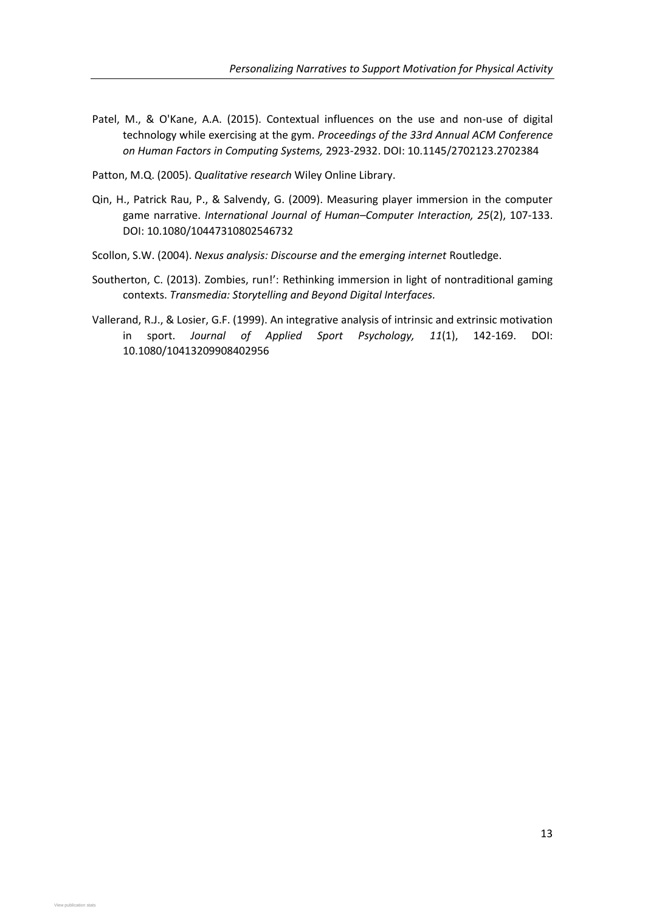Patel, M., & O'Kane, A.A. (2015). Contextual influences on the use and non-use of digital technology while exercising at the gym. *Proceedings of the 33rd Annual ACM Conference on Human Factors in Computing Systems,* 2923-2932. DOI: 10.1145/2702123.2702384

Patton, M.Q. (2005). *Qualitative research* Wiley Online Library.

Qin, H., Patrick Rau, P., & Salvendy, G. (2009). Measuring player immersion in the computer game narrative. *International Journal of Human–Computer Interaction, 25*(2), 107-133. DOI: 10.1080/10447310802546732

Scollon, S.W. (2004). *Nexus analysis: Discourse and the emerging internet* Routledge.

Southerton, C. (2013). Zombies, run!': Rethinking immersion in light of nontraditional gaming contexts. *Transmedia: Storytelling and Beyond Digital Interfaces.*

Vallerand, R.J., & Losier, G.F. (1999). An integrative analysis of intrinsic and extrinsic motivation in sport. *Journal of Applied Sport Psychology, 11*(1), 142-169. DOI: 10.1080/10413209908402956